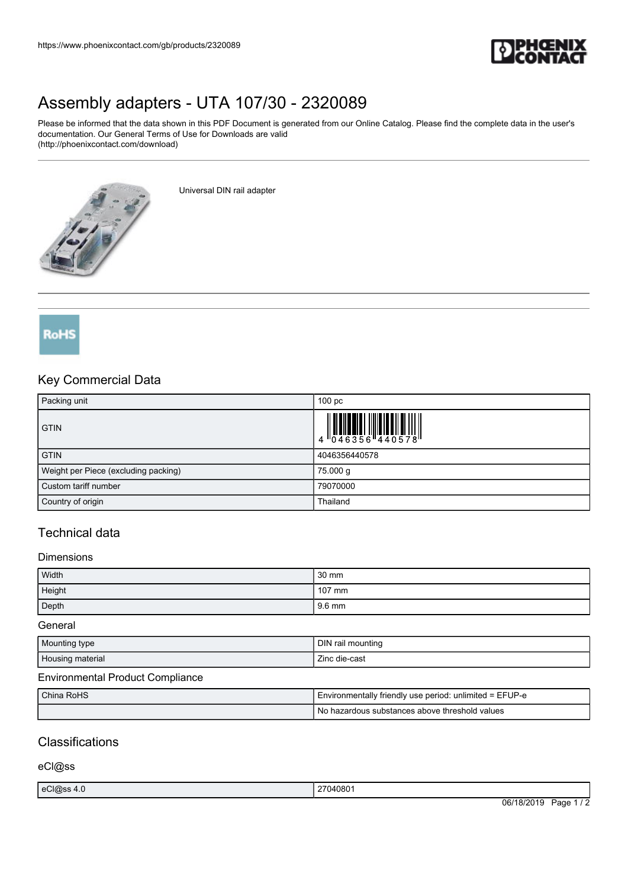# Assembly adapters - UTA 107/30 - 2320089

Please be informed that the data shown in this PDF Document is generated from our Online Catalog. Please find the complete data in the user's documentation. Our General Terms of Use for Downloads are valid
(http://phoenixcontact.com/download)

Universal DIN rail adapter

## Key Commercial Data

| | |
|---|---|
| Packing unit | 100 pc |
| GTIN | 4 046356 440578 |
| GTIN | 4046356440578 |
| Weight per Piece (excluding packing) | 75.000 g |
| Custom tariff number | 79070000 |
| Country of origin | Thailand |

## Technical data

### Dimensions

| | |
|---|---|
| Width | 30 mm |
| Height | 107 mm |
| Depth | 9.6 mm |

### General

| | |
|---|---|
| Mounting type | DIN rail mounting |
| Housing material | Zinc die-cast |

### Environmental Product Compliance

| | |
|---|---|
| China RoHS | Environmentally friendly use period: unlimited = EFUP-e |
| | No hazardous substances above threshold values |

## Classifications

### eCl@ss

| | |
|---|---|
| eCl@ss 4.0 | 27040801 |

06/18/2019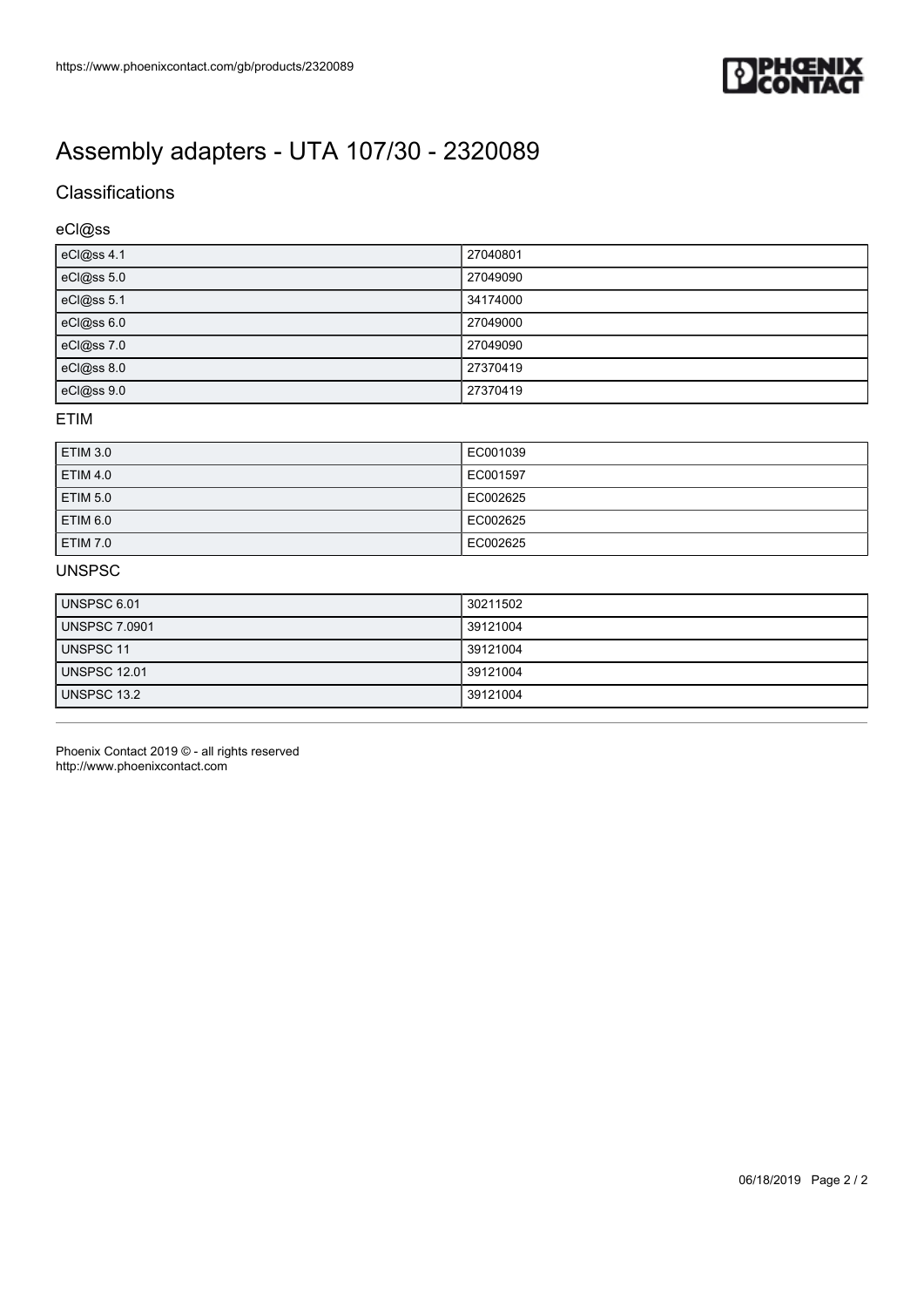# Assembly adapters - UTA 107/30 - 2320089

## Classifications

### eCl@ss

| | |
|---|---|
| eCl@ss 4.1 | 27040801 |
| eCl@ss 5.0 | 27049090 |
| eCl@ss 5.1 | 34174000 |
| eCl@ss 6.0 | 27049000 |
| eCl@ss 7.0 | 27049090 |
| eCl@ss 8.0 | 27370419 |
| eCl@ss 9.0 | 27370419 |

### ETIM

| | |
|---|---|
| ETIM 3.0 | EC001039 |
| ETIM 4.0 | EC001597 |
| ETIM 5.0 | EC002625 |
| ETIM 6.0 | EC002625 |
| ETIM 7.0 | EC002625 |

### UNSPSC

| | |
|---|---|
| UNSPSC 6.01 | 30211502 |
| UNSPSC 7.0901 | 39121004 |
| UNSPSC 11 | 39121004 |
| UNSPSC 12.01 | 39121004 |
| UNSPSC 13.2 | 39121004 |

Phoenix Contact 2019 © - all rights reserved
http://www.phoenixcontact.com